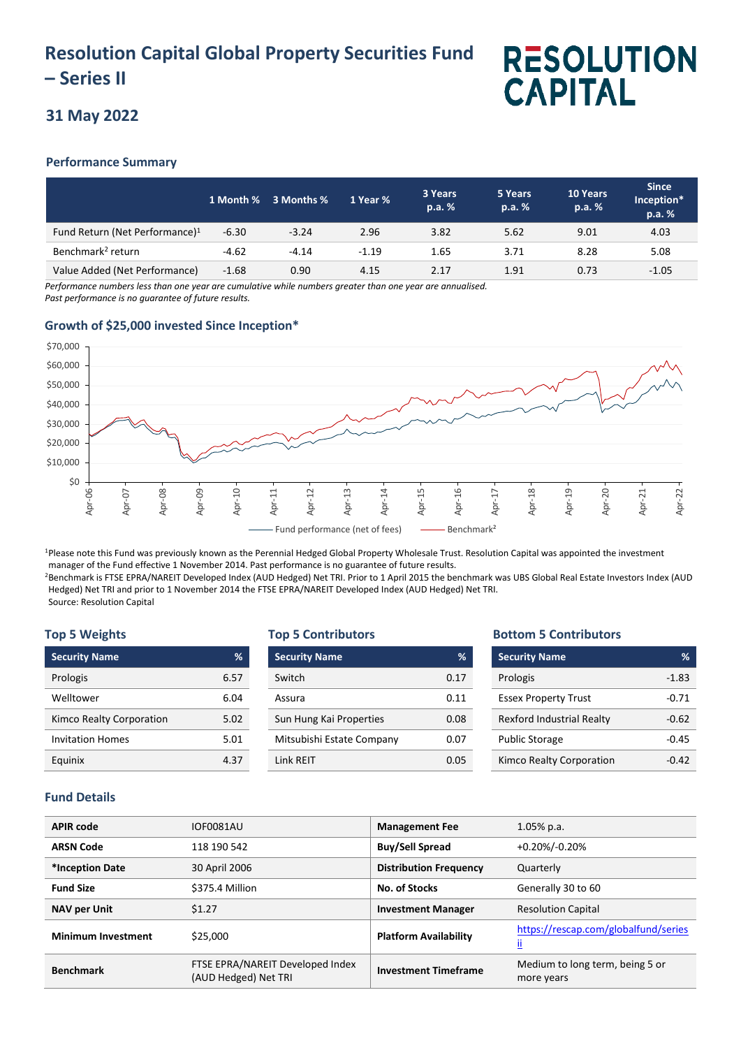# Resolution Capital Global Property Securities Fund – Series II

RESOLUTION CAPITAL

## 31 May 2022

### Performance Summary

| | 1 Month % | 3 Months % | 1 Year % | 3 Years p.a. % | 5 Years p.a. % | 10 Years p.a. % | Since Inception* p.a. % |
|---|---|---|---|---|---|---|---|
| Fund Return (Net Performance)[1] | -6.30 | -3.24 | 2.96 | 3.82 | 5.62 | 9.01 | 4.03 |
| Benchmark[2] return | -4.62 | -4.14 | -1.19 | 1.65 | 3.71 | 8.28 | 5.08 |
| Value Added (Net Performance) | -1.68 | 0.90 | 4.15 | 2.17 | 1.91 | 0.73 | -1.05 |

*Performance numbers less than one year are cumulative while numbers greater than one year are annualised.*
*Past performance is no guarantee of future results.*

### Growth of $25,000 invested Since Inception*

Fund performance (net of fees) — Benchmark[2]

[1]Please note this Fund was previously known as the Perennial Hedged Global Property Wholesale Trust. Resolution Capital was appointed the investment manager of the Fund effective 1 November 2014. Past performance is no guarantee of future results.
[2]Benchmark is FTSE EPRA/NAREIT Developed Index (AUD Hedged) Net TRI. Prior to 1 April 2015 the benchmark was UBS Global Real Estate Investors Index (AUD Hedged) Net TRI and prior to 1 November 2014 the FTSE EPRA/NAREIT Developed Index (AUD Hedged) Net TRI.
Source: Resolution Capital

### Top 5 Weights

| Security Name | % |
|---|---|
| Prologis | 6.57 |
| Welltower | 6.04 |
| Kimco Realty Corporation | 5.02 |
| Invitation Homes | 5.01 |
| Equinix | 4.37 |

### Top 5 Contributors

| Security Name | % |
|---|---|
| Switch | 0.17 |
| Assura | 0.11 |
| Sun Hung Kai Properties | 0.08 |
| Mitsubishi Estate Company | 0.07 |
| Link REIT | 0.05 |

### Bottom 5 Contributors

| Security Name | % |
|---|---|
| Prologis | -1.83 |
| Essex Property Trust | -0.71 |
| Rexford Industrial Realty | -0.62 |
| Public Storage | -0.45 |
| Kimco Realty Corporation | -0.42 |

### Fund Details

| | | | |
|---|---|---|---|
| **APIR code** | IOF0081AU | **Management Fee** | 1.05% p.a. |
| **ARSN Code** | 118 190 542 | **Buy/Sell Spread** | +0.20%/-0.20% |
| ***Inception Date** | 30 April 2006 | **Distribution Frequency** | Quarterly |
| **Fund Size** | $375.4 Million | **No. of Stocks** | Generally 30 to 60 |
| **NAV per Unit** | $1.27 | **Investment Manager** | Resolution Capital |
| **Minimum Investment** | $25,000 | **Platform Availability** | https://rescap.com/globalfund/series ii |
| **Benchmark** | FTSE EPRA/NAREIT Developed Index (AUD Hedged) Net TRI | **Investment Timeframe** | Medium to long term, being 5 or more years |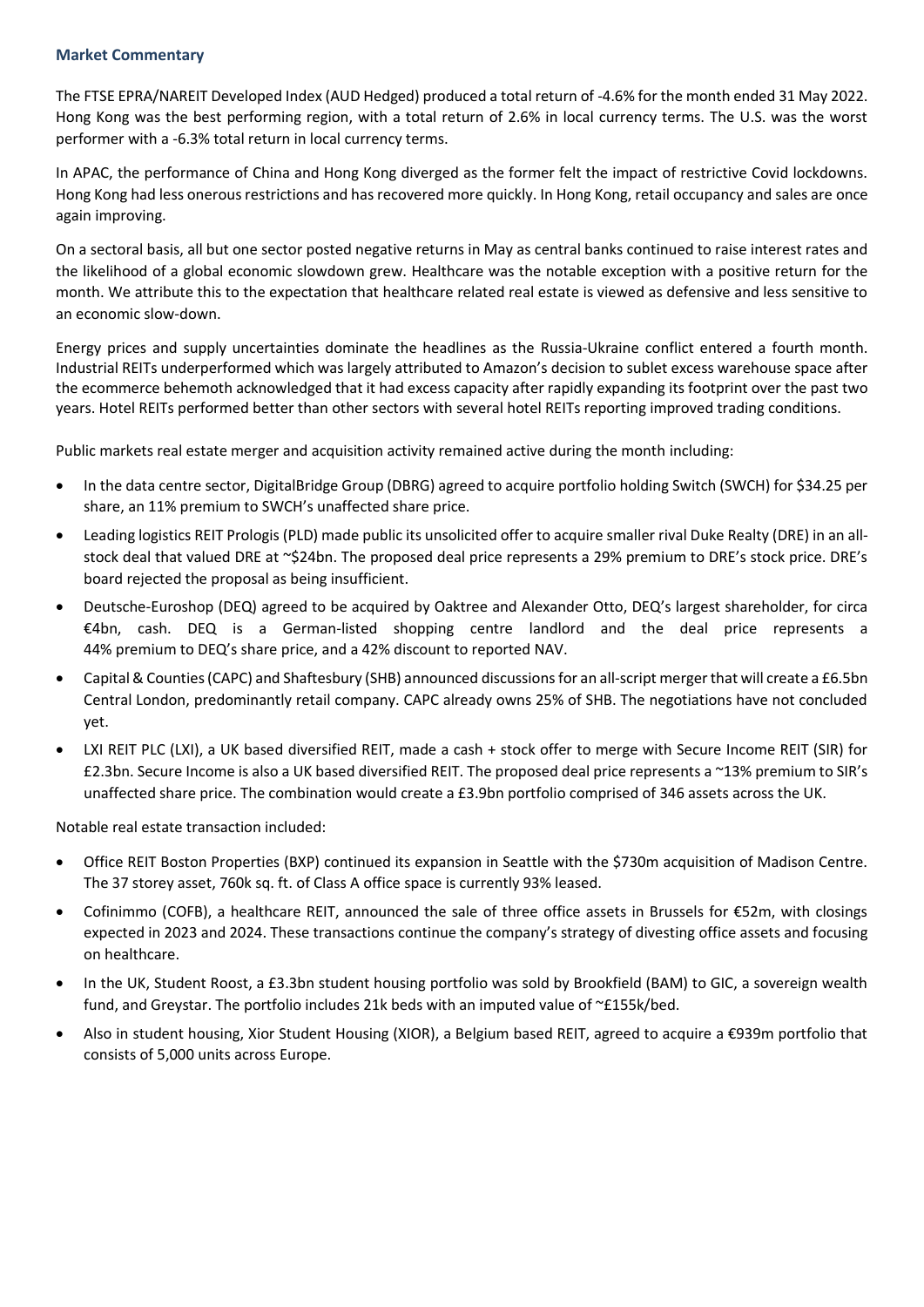**Market Commentary**

The FTSE EPRA/NAREIT Developed Index (AUD Hedged) produced a total return of -4.6% for the month ended 31 May 2022. Hong Kong was the best performing region, with a total return of 2.6% in local currency terms. The U.S. was the worst performer with a -6.3% total return in local currency terms.

In APAC, the performance of China and Hong Kong diverged as the former felt the impact of restrictive Covid lockdowns. Hong Kong had less onerous restrictions and has recovered more quickly. In Hong Kong, retail occupancy and sales are once again improving.

On a sectoral basis, all but one sector posted negative returns in May as central banks continued to raise interest rates and the likelihood of a global economic slowdown grew. Healthcare was the notable exception with a positive return for the month. We attribute this to the expectation that healthcare related real estate is viewed as defensive and less sensitive to an economic slow-down.

Energy prices and supply uncertainties dominate the headlines as the Russia-Ukraine conflict entered a fourth month. Industrial REITs underperformed which was largely attributed to Amazon's decision to sublet excess warehouse space after the ecommerce behemoth acknowledged that it had excess capacity after rapidly expanding its footprint over the past two years. Hotel REITs performed better than other sectors with several hotel REITs reporting improved trading conditions.

Public markets real estate merger and acquisition activity remained active during the month including:

- In the data centre sector, DigitalBridge Group (DBRG) agreed to acquire portfolio holding Switch (SWCH) for $34.25 per share, an 11% premium to SWCH's unaffected share price.
- Leading logistics REIT Prologis (PLD) made public its unsolicited offer to acquire smaller rival Duke Realty (DRE) in an all-stock deal that valued DRE at ~$24bn. The proposed deal price represents a 29% premium to DRE's stock price. DRE's board rejected the proposal as being insufficient.
- Deutsche-Euroshop (DEQ) agreed to be acquired by Oaktree and Alexander Otto, DEQ's largest shareholder, for circa €4bn, cash. DEQ is a German-listed shopping centre landlord and the deal price represents a 44% premium to DEQ's share price, and a 42% discount to reported NAV.
- Capital & Counties (CAPC) and Shaftesbury (SHB) announced discussions for an all-script merger that will create a £6.5bn Central London, predominantly retail company. CAPC already owns 25% of SHB. The negotiations have not concluded yet.
- LXI REIT PLC (LXI), a UK based diversified REIT, made a cash + stock offer to merge with Secure Income REIT (SIR) for £2.3bn. Secure Income is also a UK based diversified REIT. The proposed deal price represents a ~13% premium to SIR's unaffected share price. The combination would create a £3.9bn portfolio comprised of 346 assets across the UK.

Notable real estate transaction included:

- Office REIT Boston Properties (BXP) continued its expansion in Seattle with the $730m acquisition of Madison Centre. The 37 storey asset, 760k sq. ft. of Class A office space is currently 93% leased.
- Cofinimmo (COFB), a healthcare REIT, announced the sale of three office assets in Brussels for €52m, with closings expected in 2023 and 2024. These transactions continue the company's strategy of divesting office assets and focusing on healthcare.
- In the UK, Student Roost, a £3.3bn student housing portfolio was sold by Brookfield (BAM) to GIC, a sovereign wealth fund, and Greystar. The portfolio includes 21k beds with an imputed value of ~£155k/bed.
- Also in student housing, Xior Student Housing (XIOR), a Belgium based REIT, agreed to acquire a €939m portfolio that consists of 5,000 units across Europe.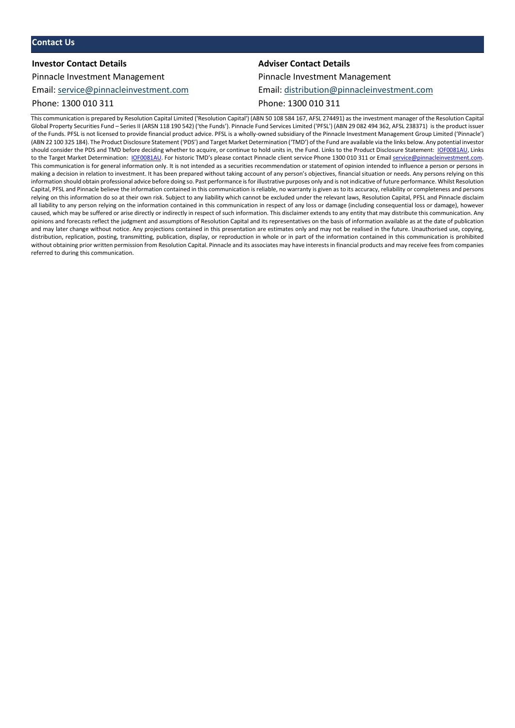## Contact Us

**Investor Contact Details**

Pinnacle Investment Management

Email: service@pinnacleinvestment.com

Phone: 1300 010 311

**Adviser Contact Details**

Pinnacle Investment Management

Email: distribution@pinnacleinvestment.com

Phone: 1300 010 311

This communication is prepared by Resolution Capital Limited ('Resolution Capital') (ABN 50 108 584 167, AFSL 274491) as the investment manager of the Resolution Capital Global Property Securities Fund – Series II (ARSN 118 190 542) ('the Funds'). Pinnacle Fund Services Limited ('PFSL') (ABN 29 082 494 362, AFSL 238371) is the product issuer of the Funds. PFSL is not licensed to provide financial product advice. PFSL is a wholly-owned subsidiary of the Pinnacle Investment Management Group Limited ('Pinnacle') (ABN 22 100 325 184). The Product Disclosure Statement ('PDS') and Target Market Determination ('TMD') of the Fund are available via the links below. Any potential investor should consider the PDS and TMD before deciding whether to acquire, or continue to hold units in, the Fund. Links to the Product Disclosure Statement: IOF0081AU, Links to the Target Market Determination: IOF0081AU. For historic TMD's please contact Pinnacle client service Phone 1300 010 311 or Email service@pinnacleinvestment.com. This communication is for general information only. It is not intended as a securities recommendation or statement of opinion intended to influence a person or persons in making a decision in relation to investment. It has been prepared without taking account of any person's objectives, financial situation or needs. Any persons relying on this information should obtain professional advice before doing so. Past performance is for illustrative purposes only and is not indicative of future performance. Whilst Resolution Capital, PFSL and Pinnacle believe the information contained in this communication is reliable, no warranty is given as to its accuracy, reliability or completeness and persons relying on this information do so at their own risk. Subject to any liability which cannot be excluded under the relevant laws, Resolution Capital, PFSL and Pinnacle disclaim all liability to any person relying on the information contained in this communication in respect of any loss or damage (including consequential loss or damage), however caused, which may be suffered or arise directly or indirectly in respect of such information. This disclaimer extends to any entity that may distribute this communication. Any opinions and forecasts reflect the judgment and assumptions of Resolution Capital and its representatives on the basis of information available as at the date of publication and may later change without notice. Any projections contained in this presentation are estimates only and may not be realised in the future. Unauthorised use, copying, distribution, replication, posting, transmitting, publication, display, or reproduction in whole or in part of the information contained in this communication is prohibited without obtaining prior written permission from Resolution Capital. Pinnacle and its associates may have interests in financial products and may receive fees from companies referred to during this communication.